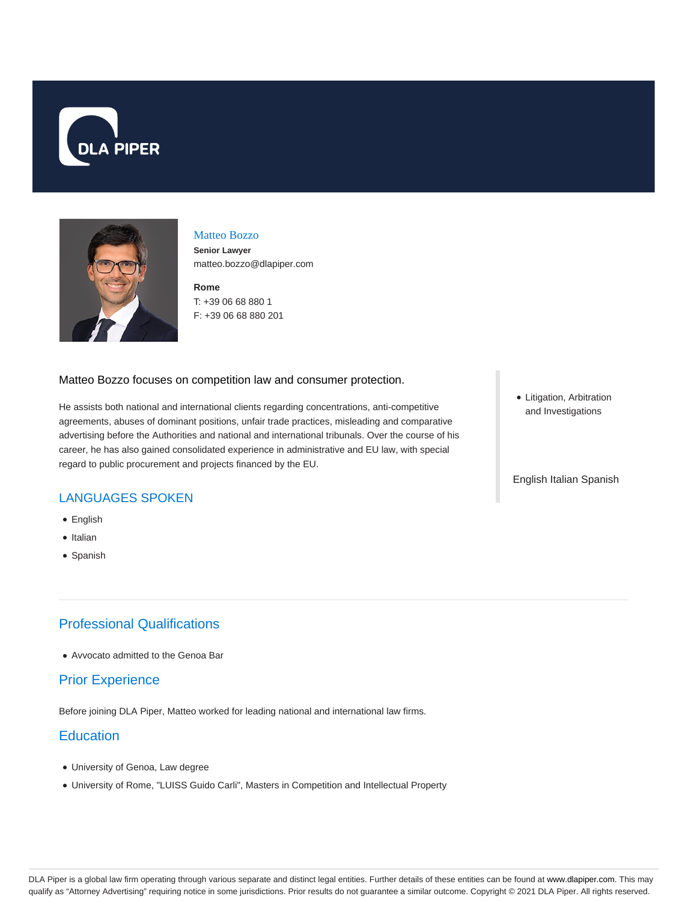DLA PIPER

# Matteo Bozzo

**Senior Lawyer**

matteo.bozzo@dlapiper.com

**Rome**

T: +39 06 68 880 1

F: +39 06 68 880 201

Matteo Bozzo focuses on competition law and consumer protection.

He assists both national and international clients regarding concentrations, anti-competitive agreements, abuses of dominant positions, unfair trade practices, misleading and comparative advertising before the Authorities and national and international tribunals. Over the course of his career, he has also gained consolidated experience in administrative and EU law, with special regard to public procurement and projects financed by the EU.

- Litigation, Arbitration and Investigations

English Italian Spanish

## LANGUAGES SPOKEN

- English
- Italian
- Spanish

## Professional Qualifications

- Avvocato admitted to the Genoa Bar

## Prior Experience

Before joining DLA Piper, Matteo worked for leading national and international law firms.

## Education

- University of Genoa, Law degree
- University of Rome, "LUISS Guido Carli", Masters in Competition and Intellectual Property

DLA Piper is a global law firm operating through various separate and distinct legal entities. Further details of these entities can be found at www.dlapiper.com. This may qualify as "Attorney Advertising" requiring notice in some jurisdictions. Prior results do not guarantee a similar outcome. Copyright © 2021 DLA Piper. All rights reserved.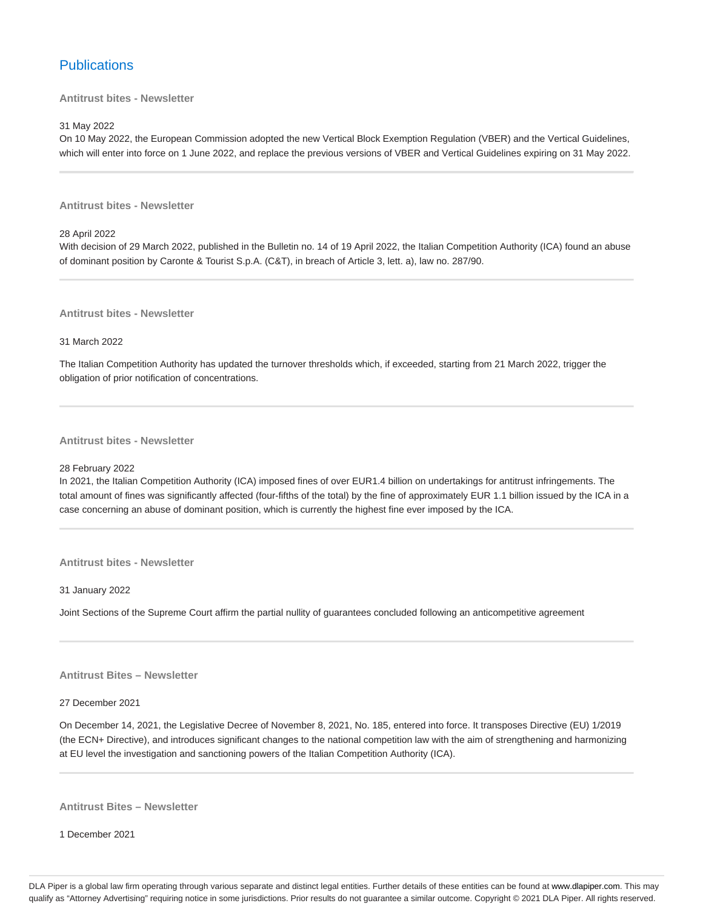## Publications

### Antitrust bites - Newsletter

31 May 2022

On 10 May 2022, the European Commission adopted the new Vertical Block Exemption Regulation (VBER) and the Vertical Guidelines, which will enter into force on 1 June 2022, and replace the previous versions of VBER and Vertical Guidelines expiring on 31 May 2022.

---

### Antitrust bites - Newsletter

28 April 2022

With decision of 29 March 2022, published in the Bulletin no. 14 of 19 April 2022, the Italian Competition Authority (ICA) found an abuse of dominant position by Caronte & Tourist S.p.A. (C&T), in breach of Article 3, lett. a), law no. 287/90.

---

### Antitrust bites - Newsletter

31 March 2022

The Italian Competition Authority has updated the turnover thresholds which, if exceeded, starting from 21 March 2022, trigger the obligation of prior notification of concentrations.

---

### Antitrust bites - Newsletter

28 February 2022

In 2021, the Italian Competition Authority (ICA) imposed fines of over EUR1.4 billion on undertakings for antitrust infringements. The total amount of fines was significantly affected (four-fifths of the total) by the fine of approximately EUR 1.1 billion issued by the ICA in a case concerning an abuse of dominant position, which is currently the highest fine ever imposed by the ICA.

---

### Antitrust bites - Newsletter

31 January 2022

Joint Sections of the Supreme Court affirm the partial nullity of guarantees concluded following an anticompetitive agreement

---

### Antitrust Bites – Newsletter

27 December 2021

On December 14, 2021, the Legislative Decree of November 8, 2021, No. 185, entered into force. It transposes Directive (EU) 1/2019 (the ECN+ Directive), and introduces significant changes to the national competition law with the aim of strengthening and harmonizing at EU level the investigation and sanctioning powers of the Italian Competition Authority (ICA).

---

### Antitrust Bites – Newsletter

1 December 2021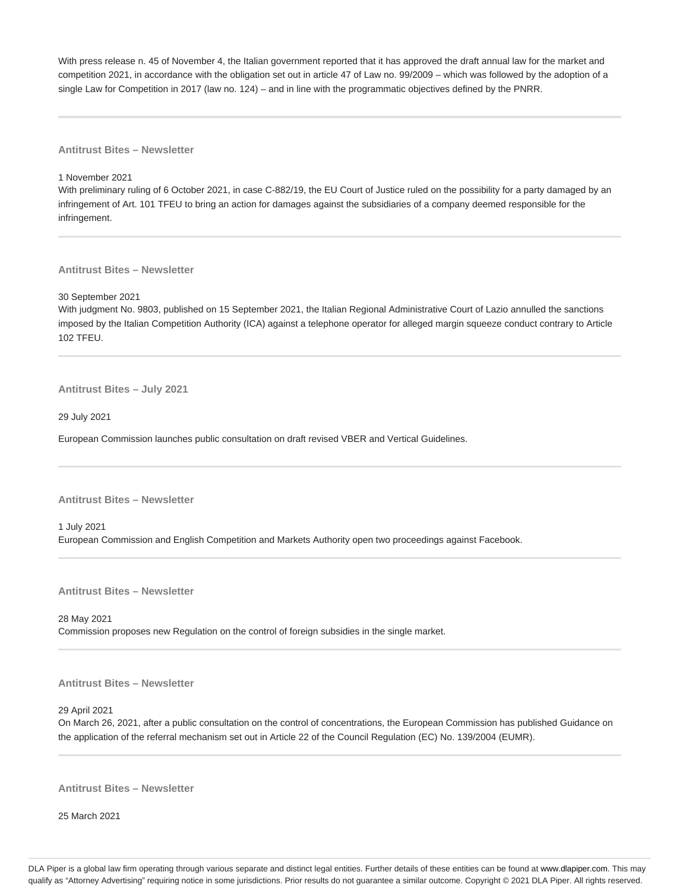With press release n. 45 of November 4, the Italian government reported that it has approved the draft annual law for the market and competition 2021, in accordance with the obligation set out in article 47 of Law no. 99/2009 – which was followed by the adoption of a single Law for Competition in 2017 (law no. 124) – and in line with the programmatic objectives defined by the PNRR.

---

**Antitrust Bites – Newsletter**

1 November 2021

With preliminary ruling of 6 October 2021, in case C-882/19, the EU Court of Justice ruled on the possibility for a party damaged by an infringement of Art. 101 TFEU to bring an action for damages against the subsidiaries of a company deemed responsible for the infringement.

---

**Antitrust Bites – Newsletter**

30 September 2021

With judgment No. 9803, published on 15 September 2021, the Italian Regional Administrative Court of Lazio annulled the sanctions imposed by the Italian Competition Authority (ICA) against a telephone operator for alleged margin squeeze conduct contrary to Article 102 TFEU.

---

**Antitrust Bites – July 2021**

29 July 2021

European Commission launches public consultation on draft revised VBER and Vertical Guidelines.

---

**Antitrust Bites – Newsletter**

1 July 2021

European Commission and English Competition and Markets Authority open two proceedings against Facebook.

---

**Antitrust Bites – Newsletter**

28 May 2021

Commission proposes new Regulation on the control of foreign subsidies in the single market.

---

**Antitrust Bites – Newsletter**

29 April 2021

On March 26, 2021, after a public consultation on the control of concentrations, the European Commission has published Guidance on the application of the referral mechanism set out in Article 22 of the Council Regulation (EC) No. 139/2004 (EUMR).

---

**Antitrust Bites – Newsletter**

25 March 2021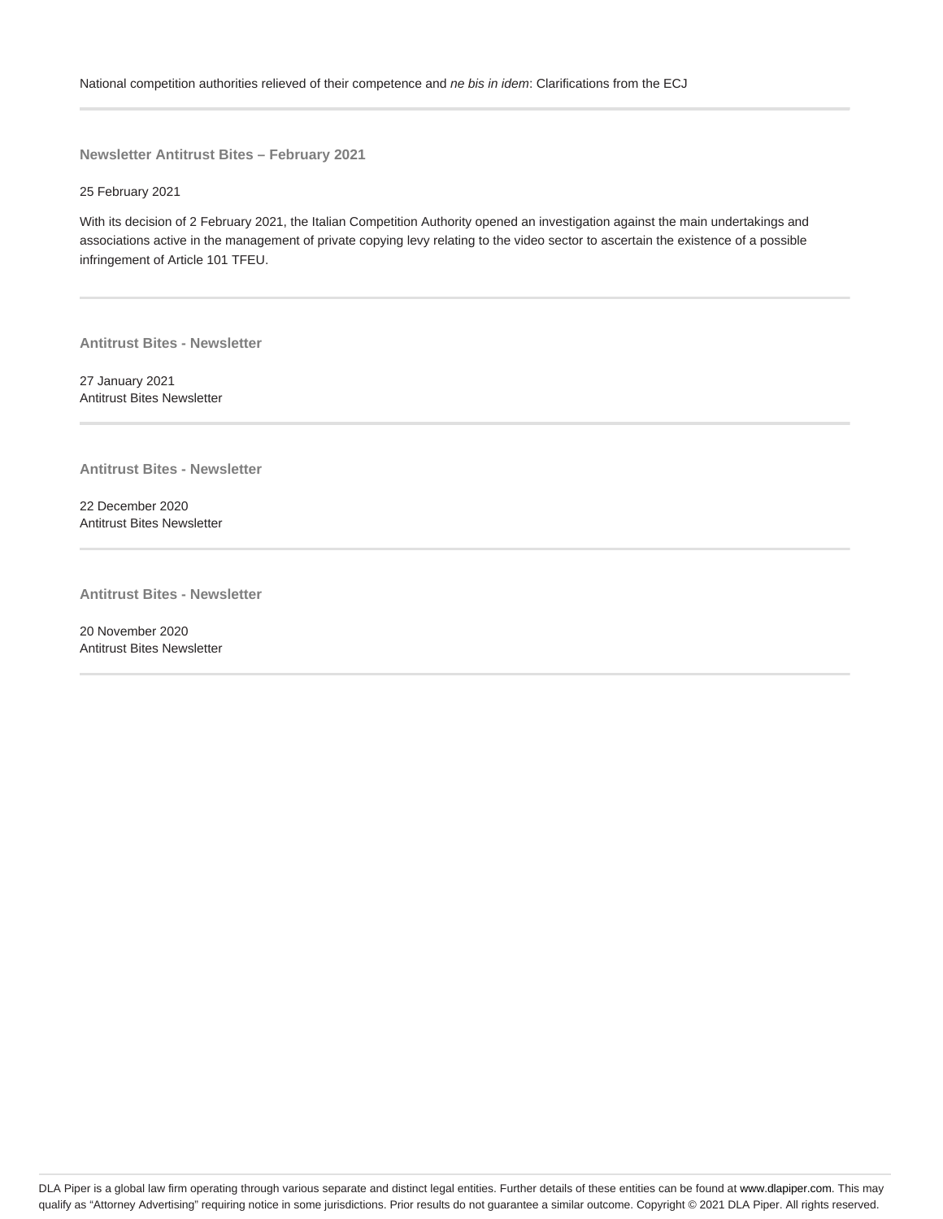National competition authorities relieved of their competence and *ne bis in idem*: Clarifications from the ECJ

**Newsletter Antitrust Bites – February 2021**

25 February 2021

With its decision of 2 February 2021, the Italian Competition Authority opened an investigation against the main undertakings and associations active in the management of private copying levy relating to the video sector to ascertain the existence of a possible infringement of Article 101 TFEU.

**Antitrust Bites - Newsletter**

27 January 2021
Antitrust Bites Newsletter

**Antitrust Bites - Newsletter**

22 December 2020
Antitrust Bites Newsletter

**Antitrust Bites - Newsletter**

20 November 2020
Antitrust Bites Newsletter

DLA Piper is a global law firm operating through various separate and distinct legal entities. Further details of these entities can be found at www.dlapiper.com. This may qualify as "Attorney Advertising" requiring notice in some jurisdictions. Prior results do not guarantee a similar outcome. Copyright © 2021 DLA Piper. All rights reserved.